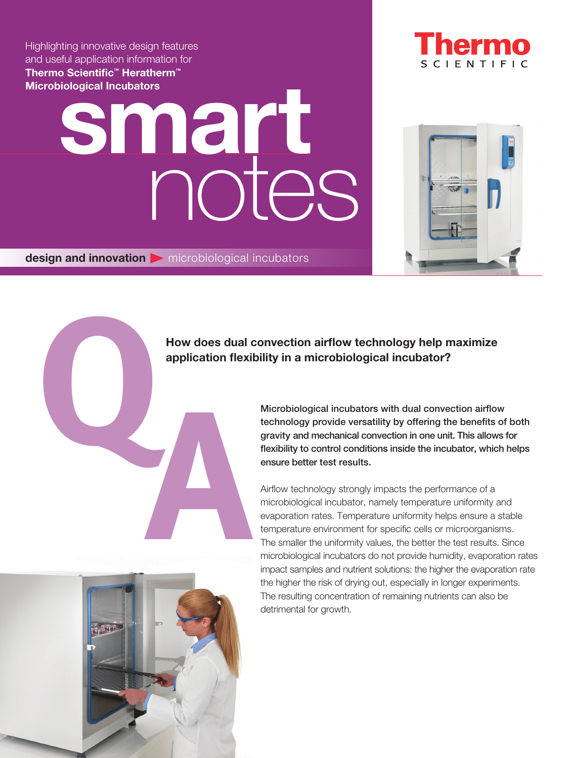Highlighting innovative design features and useful application information for **Thermo Scientific™ Heratherm™ Microbiological Incubators**

# smart notes

**design and innovation** ▶ microbiological incubators

Thermo SCIENTIFIC

## Q: How does dual convection airflow technology help maximize application flexibility in a microbiological incubator?

**A: Microbiological incubators with dual convection airflow technology provide versatility by offering the benefits of both gravity and mechanical convection in one unit. This allows for flexibility to control conditions inside the incubator, which helps ensure better test results.**

Airflow technology strongly impacts the performance of a microbiological incubator, namely temperature uniformity and evaporation rates. Temperature uniformity helps ensure a stable temperature environment for specific cells or microorganisms. The smaller the uniformity values, the better the test results. Since microbiological incubators do not provide humidity, evaporation rates impact samples and nutrient solutions: the higher the evaporation rate the higher the risk of drying out, especially in longer experiments. The resulting concentration of remaining nutrients can also be detrimental for growth.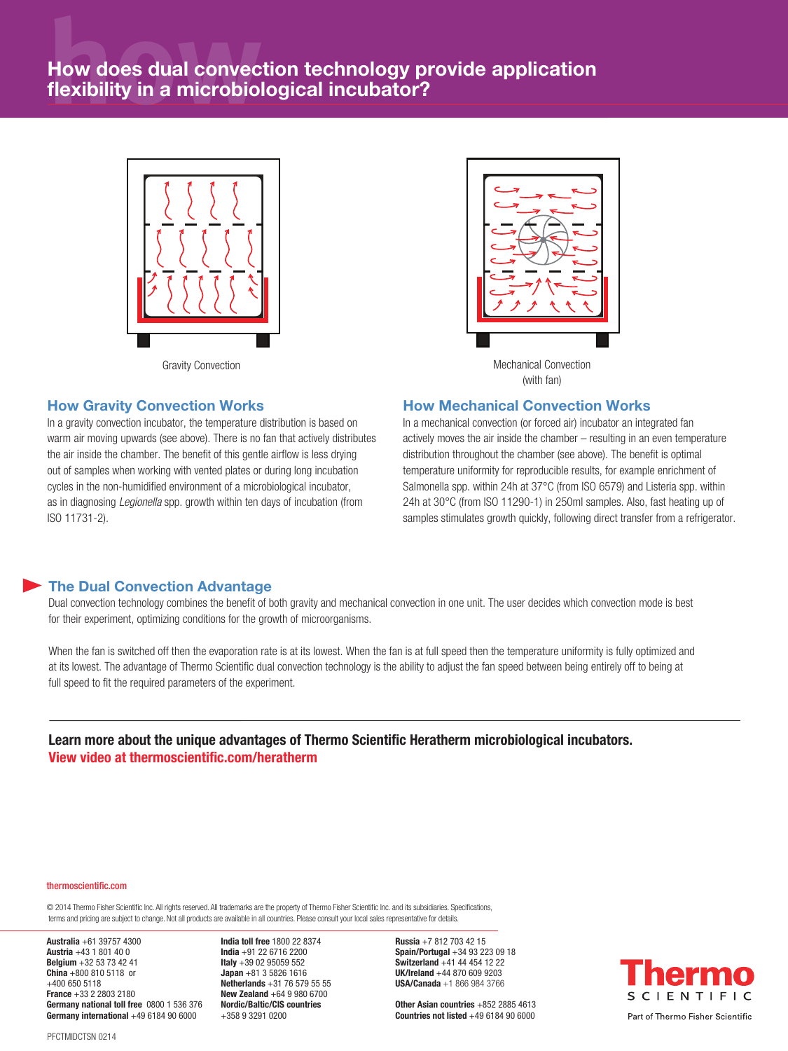# How does dual convection technology provide application flexibility in a microbiological incubator?

Gravity Convection

Mechanical Convection (with fan)

## How Gravity Convection Works

In a gravity convection incubator, the temperature distribution is based on warm air moving upwards (see above). There is no fan that actively distributes the air inside the chamber. The benefit of this gentle airflow is less drying out of samples when working with vented plates or during long incubation cycles in the non-humidified environment of a microbiological incubator, as in diagnosing *Legionella* spp. growth within ten days of incubation (from ISO 11731-2).

## How Mechanical Convection Works

In a mechanical convection (or forced air) incubator an integrated fan actively moves the air inside the chamber – resulting in an even temperature distribution throughout the chamber (see above). The benefit is optimal temperature uniformity for reproducible results, for example enrichment of Salmonella spp. within 24h at 37°C (from ISO 6579) and Listeria spp. within 24h at 30°C (from ISO 11290-1) in 250ml samples. Also, fast heating up of samples stimulates growth quickly, following direct transfer from a refrigerator.

## The Dual Convection Advantage

Dual convection technology combines the benefit of both gravity and mechanical convection in one unit. The user decides which convection mode is best for their experiment, optimizing conditions for the growth of microorganisms.

When the fan is switched off then the evaporation rate is at its lowest. When the fan is at full speed then the temperature uniformity is fully optimized and at its lowest. The advantage of Thermo Scientific dual convection technology is the ability to adjust the fan speed between being entirely off to being at full speed to fit the required parameters of the experiment.

---

**Learn more about the unique advantages of Thermo Scientific Heratherm microbiological incubators.**
**View video at thermoscientific.com/heratherm**

thermoscientific.com

© 2014 Thermo Fisher Scientific Inc. All rights reserved. All trademarks are the property of Thermo Fisher Scientific Inc. and its subsidiaries. Specifications, terms and pricing are subject to change. Not all products are available in all countries. Please consult your local sales representative for details.

**Australia** +61 39757 4300
**Austria** +43 1 801 40 0
**Belgium** +32 53 73 42 41
**China** +800 810 5118 or +400 650 5118
**France** +33 2 2803 2180
**Germany national toll free** 0800 1 536 376
**Germany international** +49 6184 90 6000
**India toll free** 1800 22 8374
**India** +91 22 6716 2200
**Italy** +39 02 95059 552
**Japan** +81 3 5826 1616
**Netherlands** +31 76 579 55 55
**New Zealand** +64 9 980 6700
**Nordic/Baltic/CIS countries** +358 9 3291 0200
**Russia** +7 812 703 42 15
**Spain/Portugal** +34 93 223 09 18
**Switzerland** +41 44 454 12 22
**UK/Ireland** +44 870 609 9203
**USA/Canada** +1 866 984 3766
**Other Asian countries** +852 2885 4613
**Countries not listed** +49 6184 90 6000

Thermo SCIENTIFIC
Part of Thermo Fisher Scientific

PFCTMIDCTSN 0214